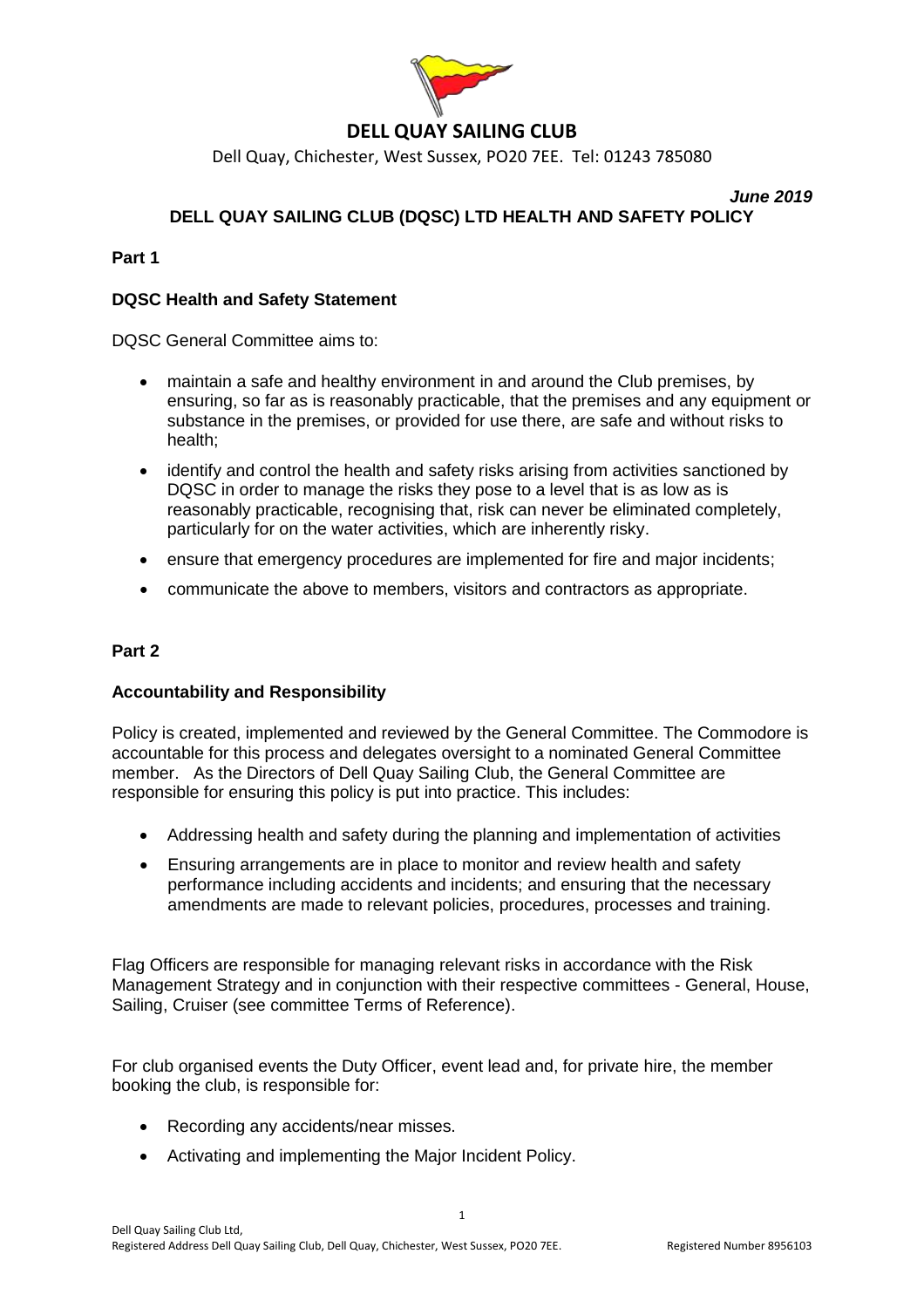# DELL QUAY SAILING CLUB

Dell Quay, Chichester, West Sussex, PO20 7EE. Tel: 01243 785080

***June 2019***

## DELL QUAY SAILING CLUB (DQSC) LTD HEALTH AND SAFETY POLICY

**Part 1**

### DQSC Health and Safety Statement

DQSC General Committee aims to:

- maintain a safe and healthy environment in and around the Club premises, by ensuring, so far as is reasonably practicable, that the premises and any equipment or substance in the premises, or provided for use there, are safe and without risks to health;
- identify and control the health and safety risks arising from activities sanctioned by DQSC in order to manage the risks they pose to a level that is as low as is reasonably practicable, recognising that, risk can never be eliminated completely, particularly for on the water activities, which are inherently risky.
- ensure that emergency procedures are implemented for fire and major incidents;
- communicate the above to members, visitors and contractors as appropriate.

**Part 2**

### Accountability and Responsibility

Policy is created, implemented and reviewed by the General Committee. The Commodore is accountable for this process and delegates oversight to a nominated General Committee member. As the Directors of Dell Quay Sailing Club, the General Committee are responsible for ensuring this policy is put into practice. This includes:

- Addressing health and safety during the planning and implementation of activities
- Ensuring arrangements are in place to monitor and review health and safety performance including accidents and incidents; and ensuring that the necessary amendments are made to relevant policies, procedures, processes and training.

Flag Officers are responsible for managing relevant risks in accordance with the Risk Management Strategy and in conjunction with their respective committees - General, House, Sailing, Cruiser (see committee Terms of Reference).

For club organised events the Duty Officer, event lead and, for private hire, the member booking the club, is responsible for:

- Recording any accidents/near misses.
- Activating and implementing the Major Incident Policy.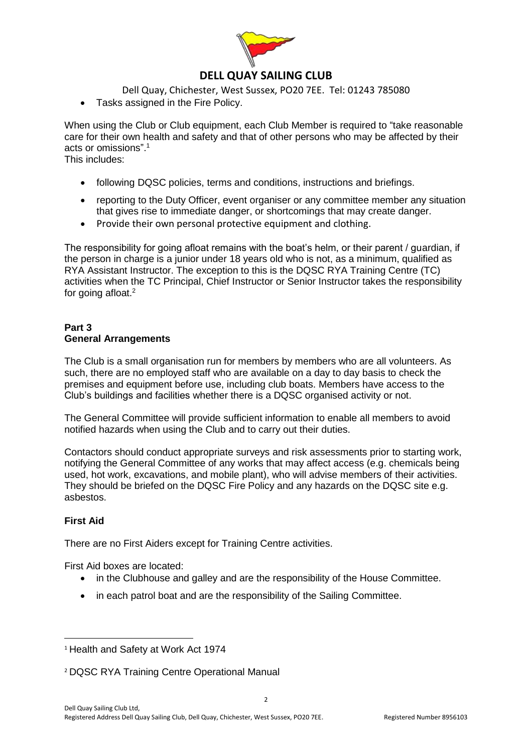- Tasks assigned in the Fire Policy.

When using the Club or Club equipment, each Club Member is required to "take reasonable care for their own health and safety and that of other persons who may be affected by their acts or omissions".[1]

This includes:

- following DQSC policies, terms and conditions, instructions and briefings.
- reporting to the Duty Officer, event organiser or any committee member any situation that gives rise to immediate danger, or shortcomings that may create danger.
- Provide their own personal protective equipment and clothing.

The responsibility for going afloat remains with the boat's helm, or their parent / guardian, if the person in charge is a junior under 18 years old who is not, as a minimum, qualified as RYA Assistant Instructor. The exception to this is the DQSC RYA Training Centre (TC) activities when the TC Principal, Chief Instructor or Senior Instructor takes the responsibility for going afloat.[2]

## Part 3
## General Arrangements

The Club is a small organisation run for members by members who are all volunteers. As such, there are no employed staff who are available on a day to day basis to check the premises and equipment before use, including club boats. Members have access to the Club's buildings and facilities whether there is a DQSC organised activity or not.

The General Committee will provide sufficient information to enable all members to avoid notified hazards when using the Club and to carry out their duties.

Contactors should conduct appropriate surveys and risk assessments prior to starting work, notifying the General Committee of any works that may affect access (e.g. chemicals being used, hot work, excavations, and mobile plant), who will advise members of their activities. They should be briefed on the DQSC Fire Policy and any hazards on the DQSC site e.g. asbestos.

### First Aid

There are no First Aiders except for Training Centre activities.

First Aid boxes are located:

- in the Clubhouse and galley and are the responsibility of the House Committee.
- in each patrol boat and are the responsibility of the Sailing Committee.

---

[1] Health and Safety at Work Act 1974

[2] DQSC RYA Training Centre Operational Manual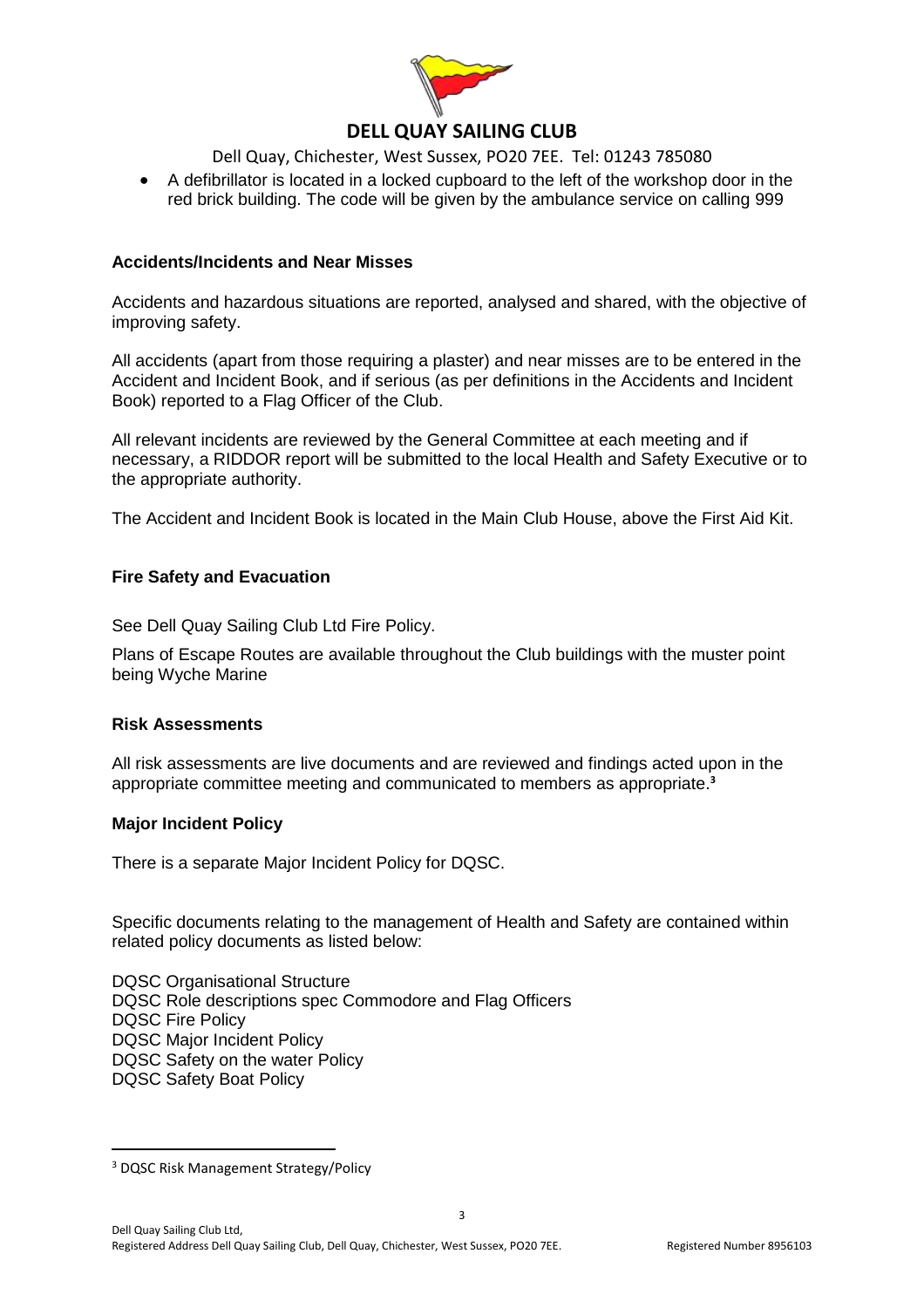- A defibrillator is located in a locked cupboard to the left of the workshop door in the red brick building. The code will be given by the ambulance service on calling 999

**Accidents/Incidents and Near Misses**

Accidents and hazardous situations are reported, analysed and shared, with the objective of improving safety.

All accidents (apart from those requiring a plaster) and near misses are to be entered in the Accident and Incident Book, and if serious (as per definitions in the Accidents and Incident Book) reported to a Flag Officer of the Club.

All relevant incidents are reviewed by the General Committee at each meeting and if necessary, a RIDDOR report will be submitted to the local Health and Safety Executive or to the appropriate authority.

The Accident and Incident Book is located in the Main Club House, above the First Aid Kit.

**Fire Safety and Evacuation**

See Dell Quay Sailing Club Ltd Fire Policy.

Plans of Escape Routes are available throughout the Club buildings with the muster point being Wyche Marine

**Risk Assessments**

All risk assessments are live documents and are reviewed and findings acted upon in the appropriate committee meeting and communicated to members as appropriate.[3]

**Major Incident Policy**

There is a separate Major Incident Policy for DQSC.

Specific documents relating to the management of Health and Safety are contained within related policy documents as listed below:

DQSC Organisational Structure
DQSC Role descriptions spec Commodore and Flag Officers
DQSC Fire Policy
DQSC Major Incident Policy
DQSC Safety on the water Policy
DQSC Safety Boat Policy

[3] DQSC Risk Management Strategy/Policy